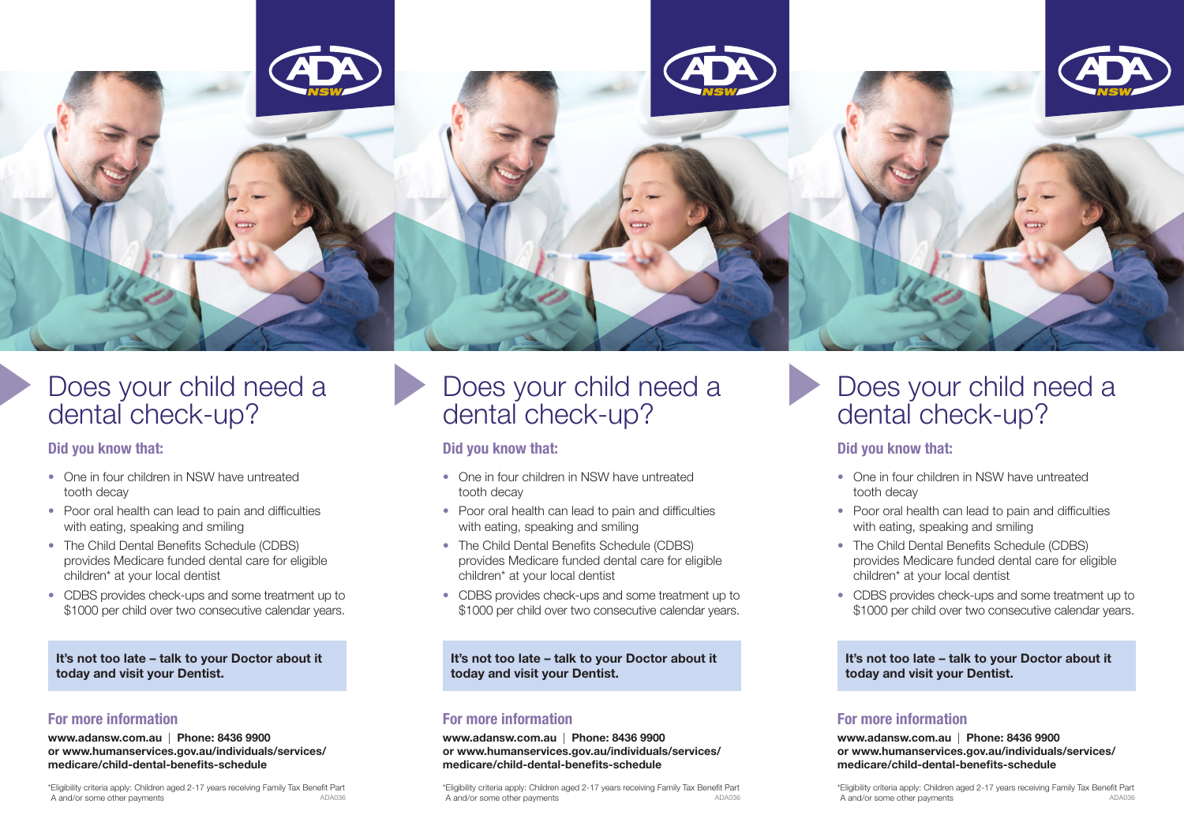# Does your child need a dental check-up?

### Did you know that:

- One in four children in NSW have untreated tooth decay
- Poor oral health can lead to pain and difficulties with eating, speaking and smiling
- The Child Dental Benefits Schedule (CDBS) provides Medicare funded dental care for eligible children* at your local dentist
- CDBS provides check-ups and some treatment up to $1000 per child over two consecutive calendar years.

**It's not too late – talk to your Doctor about it today and visit your Dentist.**

### For more information

**www.adansw.com.au | Phone: 8436 9900**
**or www.humanservices.gov.au/individuals/services/medicare/child-dental-benefits-schedule**

*Eligibility criteria apply: Children aged 2-17 years receiving Family Tax Benefit Part A and/or some other payments

ADA036

# Does your child need a dental check-up?

### Did you know that:

- One in four children in NSW have untreated tooth decay
- Poor oral health can lead to pain and difficulties with eating, speaking and smiling
- The Child Dental Benefits Schedule (CDBS) provides Medicare funded dental care for eligible children* at your local dentist
- CDBS provides check-ups and some treatment up to $1000 per child over two consecutive calendar years.

**It's not too late – talk to your Doctor about it today and visit your Dentist.**

### For more information

**www.adansw.com.au | Phone: 8436 9900**
**or www.humanservices.gov.au/individuals/services/medicare/child-dental-benefits-schedule**

*Eligibility criteria apply: Children aged 2-17 years receiving Family Tax Benefit Part A and/or some other payments

ADA036

# Does your child need a dental check-up?

### Did you know that:

- One in four children in NSW have untreated tooth decay
- Poor oral health can lead to pain and difficulties with eating, speaking and smiling
- The Child Dental Benefits Schedule (CDBS) provides Medicare funded dental care for eligible children* at your local dentist
- CDBS provides check-ups and some treatment up to $1000 per child over two consecutive calendar years.

**It's not too late – talk to your Doctor about it today and visit your Dentist.**

### For more information

**www.adansw.com.au | Phone: 8436 9900**
**or www.humanservices.gov.au/individuals/services/medicare/child-dental-benefits-schedule**

*Eligibility criteria apply: Children aged 2-17 years receiving Family Tax Benefit Part A and/or some other payments

ADA036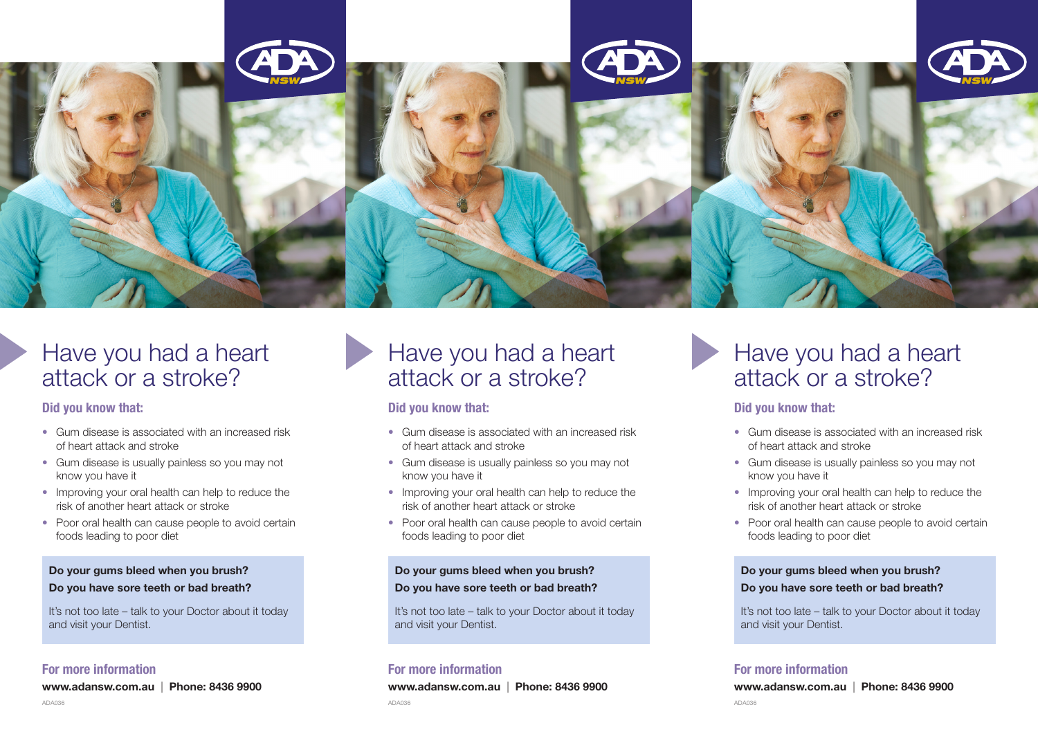# Have you had a heart attack or a stroke?

### Did you know that:

- Gum disease is associated with an increased risk of heart attack and stroke
- Gum disease is usually painless so you may not know you have it
- Improving your oral health can help to reduce the risk of another heart attack or stroke
- Poor oral health can cause people to avoid certain foods leading to poor diet

**Do your gums bleed when you brush?**
**Do you have sore teeth or bad breath?**

It's not too late – talk to your Doctor about it today and visit your Dentist.

### For more information

**www.adansw.com.au** | **Phone: 8436 9900**

ADA036

# Have you had a heart attack or a stroke?

### Did you know that:

- Gum disease is associated with an increased risk of heart attack and stroke
- Gum disease is usually painless so you may not know you have it
- Improving your oral health can help to reduce the risk of another heart attack or stroke
- Poor oral health can cause people to avoid certain foods leading to poor diet

**Do your gums bleed when you brush?**
**Do you have sore teeth or bad breath?**

It's not too late – talk to your Doctor about it today and visit your Dentist.

### For more information

**www.adansw.com.au** | **Phone: 8436 9900**

ADA036

# Have you had a heart attack or a stroke?

### Did you know that:

- Gum disease is associated with an increased risk of heart attack and stroke
- Gum disease is usually painless so you may not know you have it
- Improving your oral health can help to reduce the risk of another heart attack or stroke
- Poor oral health can cause people to avoid certain foods leading to poor diet

**Do your gums bleed when you brush?**
**Do you have sore teeth or bad breath?**

It's not too late – talk to your Doctor about it today and visit your Dentist.

### For more information

**www.adansw.com.au** | **Phone: 8436 9900**

ADA036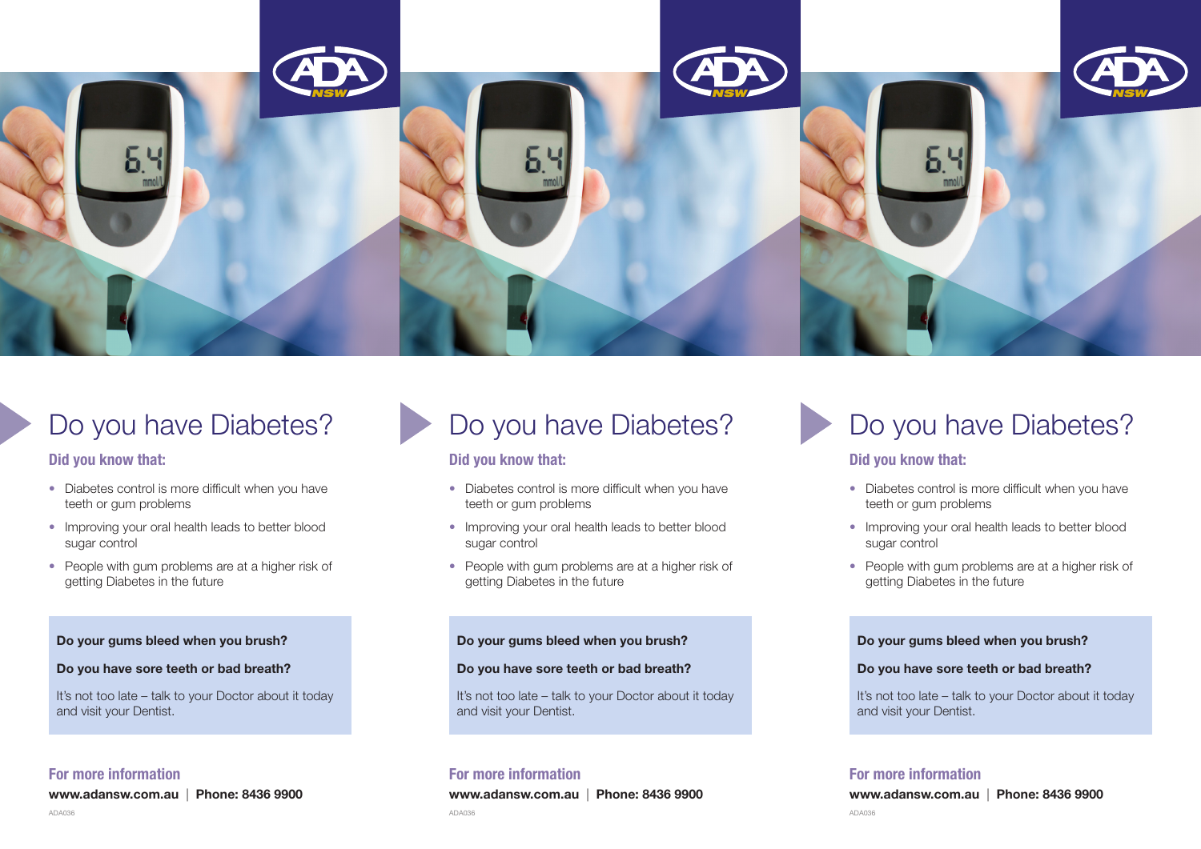# Do you have Diabetes?

### Did you know that:

- Diabetes control is more difficult when you have teeth or gum problems
- Improving your oral health leads to better blood sugar control
- People with gum problems are at a higher risk of getting Diabetes in the future

**Do your gums bleed when you brush?**

**Do you have sore teeth or bad breath?**

It's not too late – talk to your Doctor about it today and visit your Dentist.

### For more information

**www.adansw.com.au** | **Phone: 8436 9900**

ADA036

# Do you have Diabetes?

### Did you know that:

- Diabetes control is more difficult when you have teeth or gum problems
- Improving your oral health leads to better blood sugar control
- People with gum problems are at a higher risk of getting Diabetes in the future

**Do your gums bleed when you brush?**

**Do you have sore teeth or bad breath?**

It's not too late – talk to your Doctor about it today and visit your Dentist.

### For more information

**www.adansw.com.au** | **Phone: 8436 9900**

ADA036

# Do you have Diabetes?

### Did you know that:

- Diabetes control is more difficult when you have teeth or gum problems
- Improving your oral health leads to better blood sugar control
- People with gum problems are at a higher risk of getting Diabetes in the future

**Do your gums bleed when you brush?**

**Do you have sore teeth or bad breath?**

It's not too late – talk to your Doctor about it today and visit your Dentist.

### For more information

**www.adansw.com.au** | **Phone: 8436 9900**

ADA036